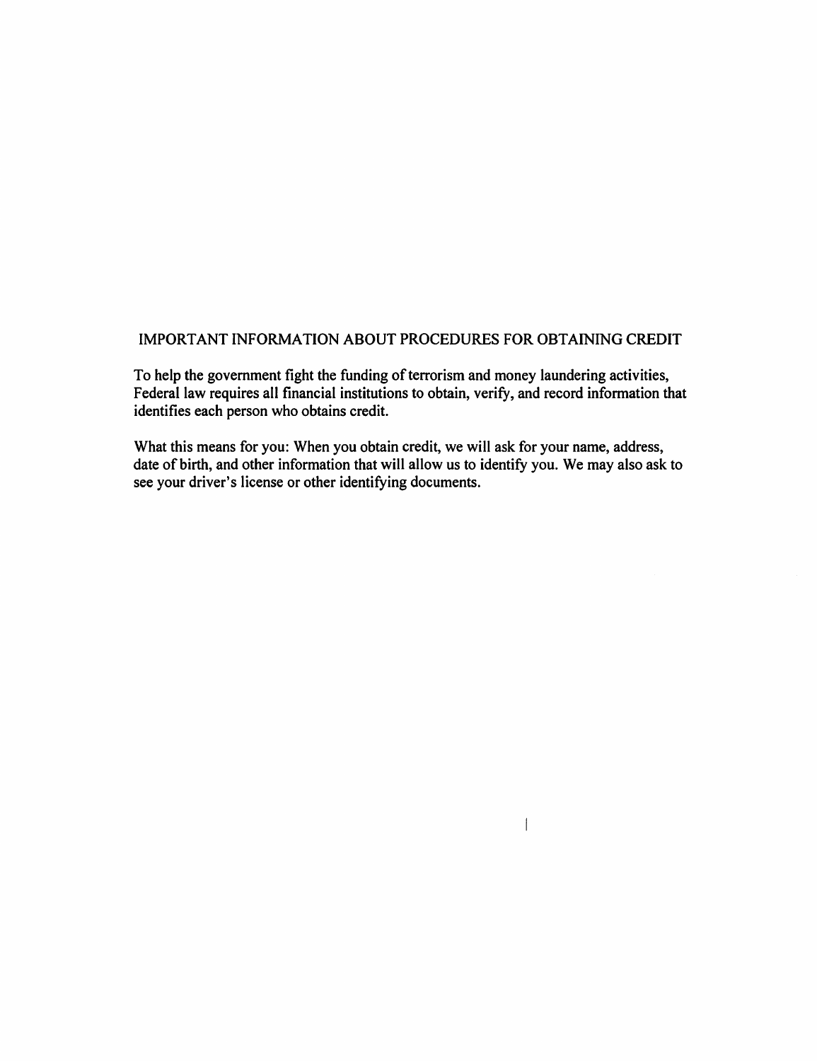## IMPORTANT INFORMATION ABOUT PROCEDURES FOR OBTAINING CREDIT

To help the government fight the funding of terrorism and money laundering activities, Federal law requires all financial institutions to obtain, verify, and record information that identifies each person who obtains credit.

What this means for you: When you obtain credit, we will ask for your name, address, date of birth, and other information that will allow us to identify you. We may also ask to see your driver's license or other identifying documents.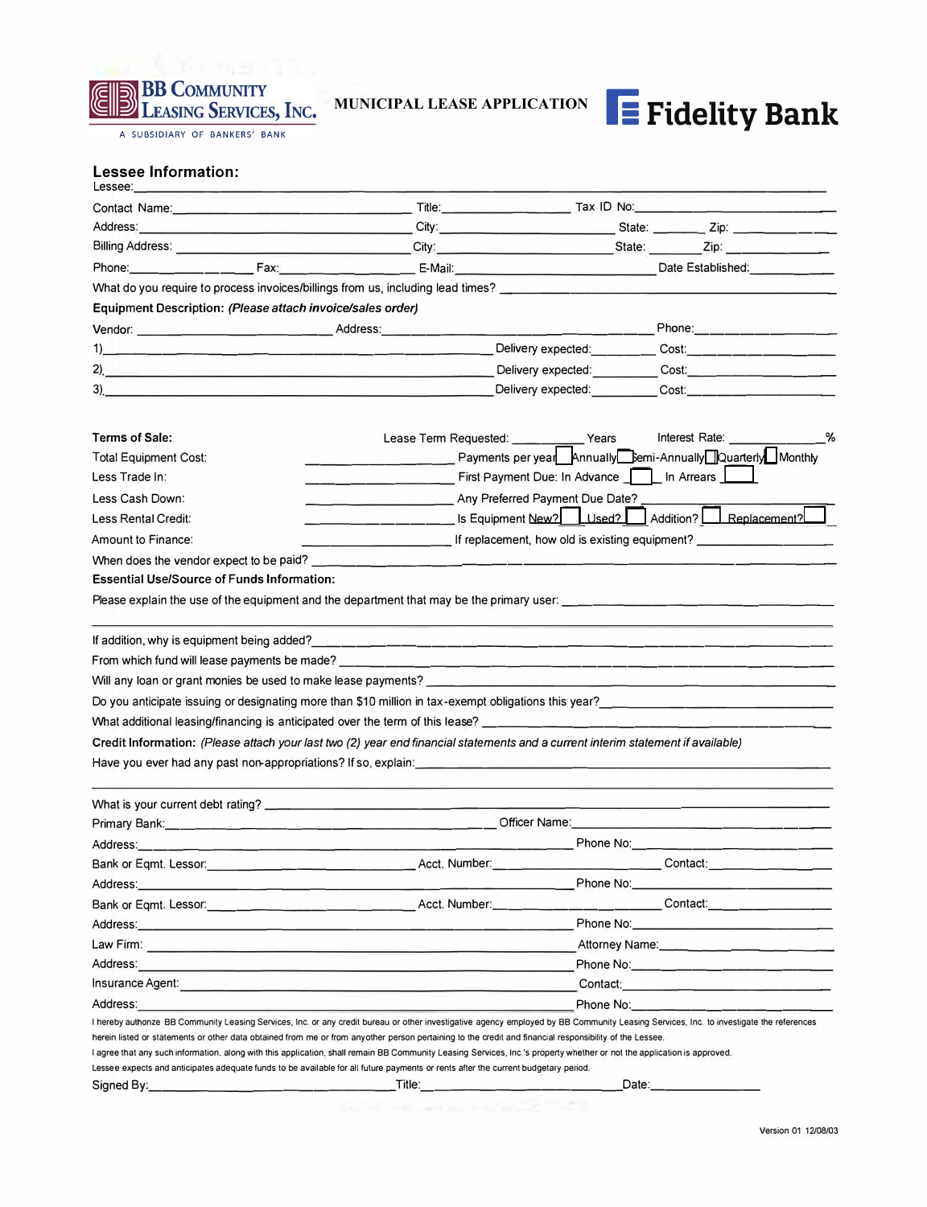BB Community Leasing Services, Inc.
A SUBSIDIARY OF BANKERS' BANK

MUNICIPAL LEASE APPLICATION

Fidelity Bank

## Lessee Information:

Lessee: ______________________________

Contact Name: ____________ Title: ____________ Tax ID No: ____________

Address: ____________ City: ____________ State: ______ Zip: ______

Billing Address: ____________ City: ____________ State: ______ Zip: ______

Phone: ____________ Fax: ____________ E-Mail: ____________ Date Established: ____________

What do you require to process invoices/billings from us, including lead times? ____________

**Equipment Description:** *(Please attach invoice/sales order)*

Vendor: ____________ Address: ____________ Phone: ____________

1) ____________ Delivery expected: ______ Cost: ______

2) ____________ Delivery expected: ______ Cost: ______

3) ____________ Delivery expected: ______ Cost: ______

**Terms of Sale:** Lease Term Requested: ______ Years Interest Rate: ______ %

Total Equipment Cost: ____________ Payments per year ☐ Annually ☐ Semi-Annually ☐ Quarterly ☐ Monthly

Less Trade In: ____________ First Payment Due: In Advance ☐ In Arrears ☐

Less Cash Down: ____________ Any Preferred Payment Due Date? ____________

Less Rental Credit: ____________ Is Equipment New? ☐ Used? ☐ Addition? ☐ Replacement? ☐

Amount to Finance: ____________ If replacement, how old is existing equipment? ____________

When does the vendor expect to be paid? ____________

**Essential Use/Source of Funds Information:**

Please explain the use of the equipment and the department that may be the primary user: ____________

If addition, why is equipment being added? ____________

From which fund will lease payments be made? ____________

Will any loan or grant monies be used to make lease payments? ____________

Do you anticipate issuing or designating more than $10 million in tax-exempt obligations this year? ____________

What additional leasing/financing is anticipated over the term of this lease? ____________

**Credit Information:** *(Please attach your last two (2) year end financial statements and a current interim statement if available)*

Have you ever had any past non-appropriations? If so, explain: ____________

What is your current debt rating? ____________

Primary Bank: ____________ Officer Name: ____________

Address: ____________ Phone No: ____________

Bank or Eqmt. Lessor: ____________ Acct. Number: ____________ Contact: ____________

Address: ____________ Phone No: ____________

Bank or Eqmt. Lessor: ____________ Acct. Number: ____________ Contact: ____________

Address: ____________ Phone No: ____________

Law Firm: ____________ Attorney Name: ____________

Address: ____________ Phone No: ____________

Insurance Agent: ____________ Contact: ____________

Address: ____________ Phone No: ____________

I hereby authorize BB Community Leasing Services, Inc. or any credit bureau or other investigative agency employed by BB Community Leasing Services, Inc. to investigate the references herein listed or statements or other data obtained from me or from anyother person pertaining to the credit and financial responsibility of the Lessee.

I agree that any such information, along with this application, shall remain BB Community Leasing Services, Inc.'s property whether or not the application is approved.

Lessee expects and anticipates adequate funds to be available for all future payments or rents after the current budgetary period.

Signed By: ____________ Title: ____________ Date: ____________

Version 01 12/08/03